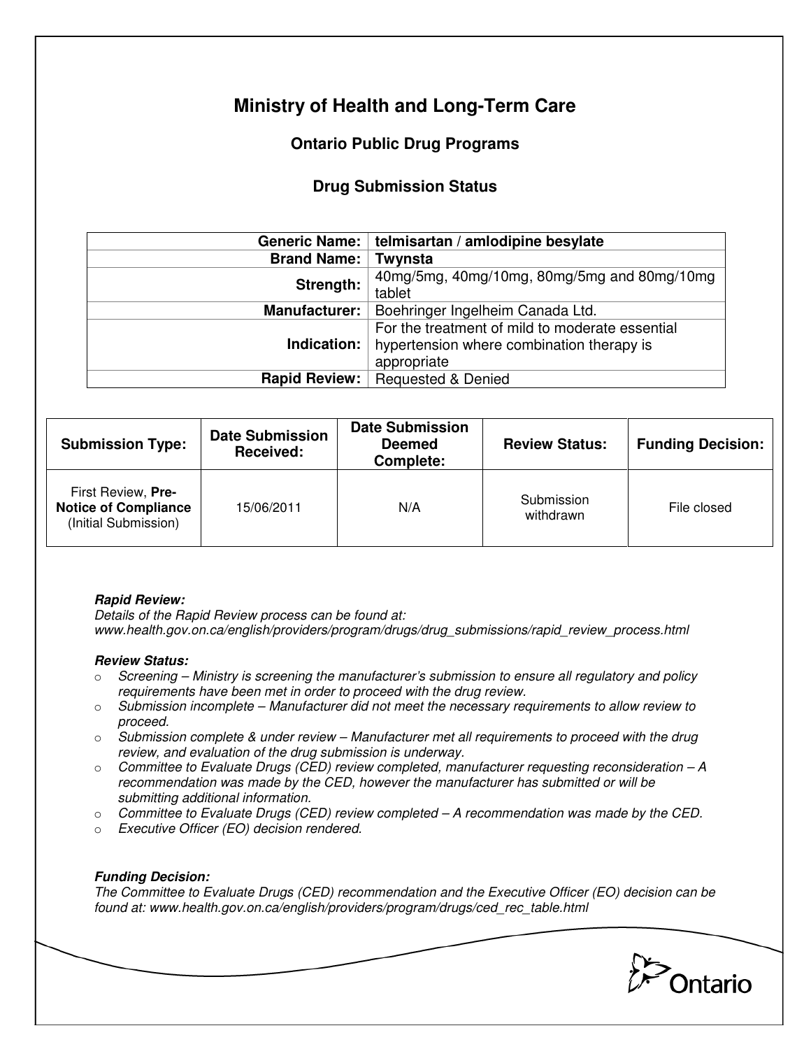# Ministry of Health and Long-Term Care

## Ontario Public Drug Programs

### Drug Submission Status

| | |
|---|---|
| **Generic Name:** | **telmisartan / amlodipine besylate** |
| **Brand Name:** | **Twynsta** |
| **Strength:** | 40mg/5mg, 40mg/10mg, 80mg/5mg and 80mg/10mg tablet |
| **Manufacturer:** | Boehringer Ingelheim Canada Ltd. |
| **Indication:** | For the treatment of mild to moderate essential hypertension where combination therapy is appropriate |
| **Rapid Review:** | Requested & Denied |

| Submission Type: | Date Submission Received: | Date Submission Deemed Complete: | Review Status: | Funding Decision: |
|---|---|---|---|---|
| First Review, **Pre-Notice of Compliance** (Initial Submission) | 15/06/2011 | N/A | Submission withdrawn | File closed |

***Rapid Review:***
*Details of the Rapid Review process can be found at: www.health.gov.on.ca/english/providers/program/drugs/drug_submissions/rapid_review_process.html*

***Review Status:***

- *Screening – Ministry is screening the manufacturer's submission to ensure all regulatory and policy requirements have been met in order to proceed with the drug review.*
- *Submission incomplete – Manufacturer did not meet the necessary requirements to allow review to proceed.*
- *Submission complete & under review – Manufacturer met all requirements to proceed with the drug review, and evaluation of the drug submission is underway.*
- *Committee to Evaluate Drugs (CED) review completed, manufacturer requesting reconsideration – A recommendation was made by the CED, however the manufacturer has submitted or will be submitting additional information.*
- *Committee to Evaluate Drugs (CED) review completed – A recommendation was made by the CED.*
- *Executive Officer (EO) decision rendered.*

***Funding Decision:***
*The Committee to Evaluate Drugs (CED) recommendation and the Executive Officer (EO) decision can be found at: www.health.gov.on.ca/english/providers/program/drugs/ced_rec_table.html*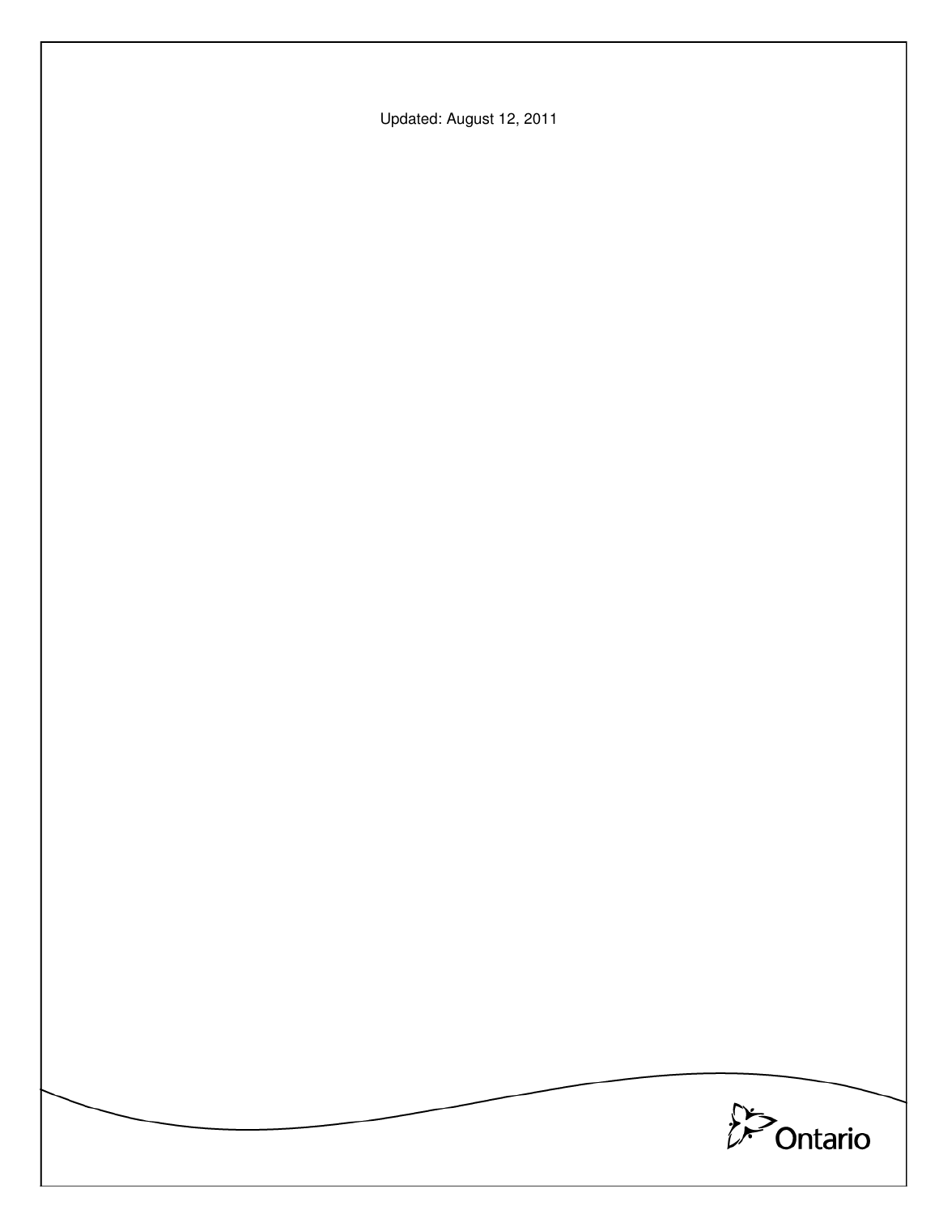Updated: August 12, 2011

Ontario